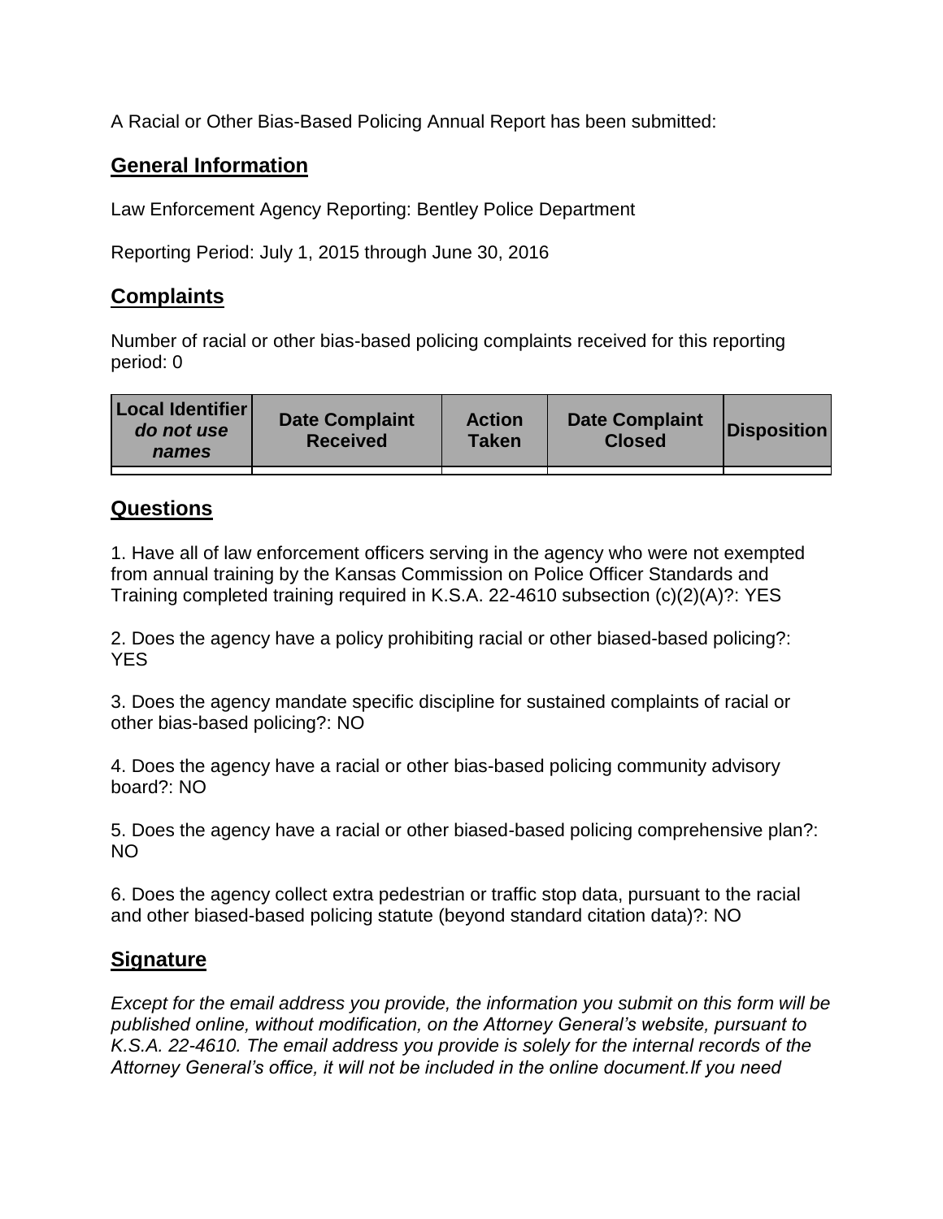A Racial or Other Bias-Based Policing Annual Report has been submitted:

## General Information

Law Enforcement Agency Reporting: Bentley Police Department

Reporting Period: July 1, 2015 through June 30, 2016

## Complaints

Number of racial or other bias-based policing complaints received for this reporting period: 0

| Local Identifier *do not use names* | Date Complaint Received | Action Taken | Date Complaint Closed | Disposition |
|---|---|---|---|---|
| | | | | |

## Questions

1. Have all of law enforcement officers serving in the agency who were not exempted from annual training by the Kansas Commission on Police Officer Standards and Training completed training required in K.S.A. 22-4610 subsection (c)(2)(A)?: YES

2. Does the agency have a policy prohibiting racial or other biased-based policing?: YES

3. Does the agency mandate specific discipline for sustained complaints of racial or other bias-based policing?: NO

4. Does the agency have a racial or other bias-based policing community advisory board?: NO

5. Does the agency have a racial or other biased-based policing comprehensive plan?: NO

6. Does the agency collect extra pedestrian or traffic stop data, pursuant to the racial and other biased-based policing statute (beyond standard citation data)?: NO

## Signature

*Except for the email address you provide, the information you submit on this form will be published online, without modification, on the Attorney General's website, pursuant to K.S.A. 22-4610. The email address you provide is solely for the internal records of the Attorney General's office, it will not be included in the online document.If you need*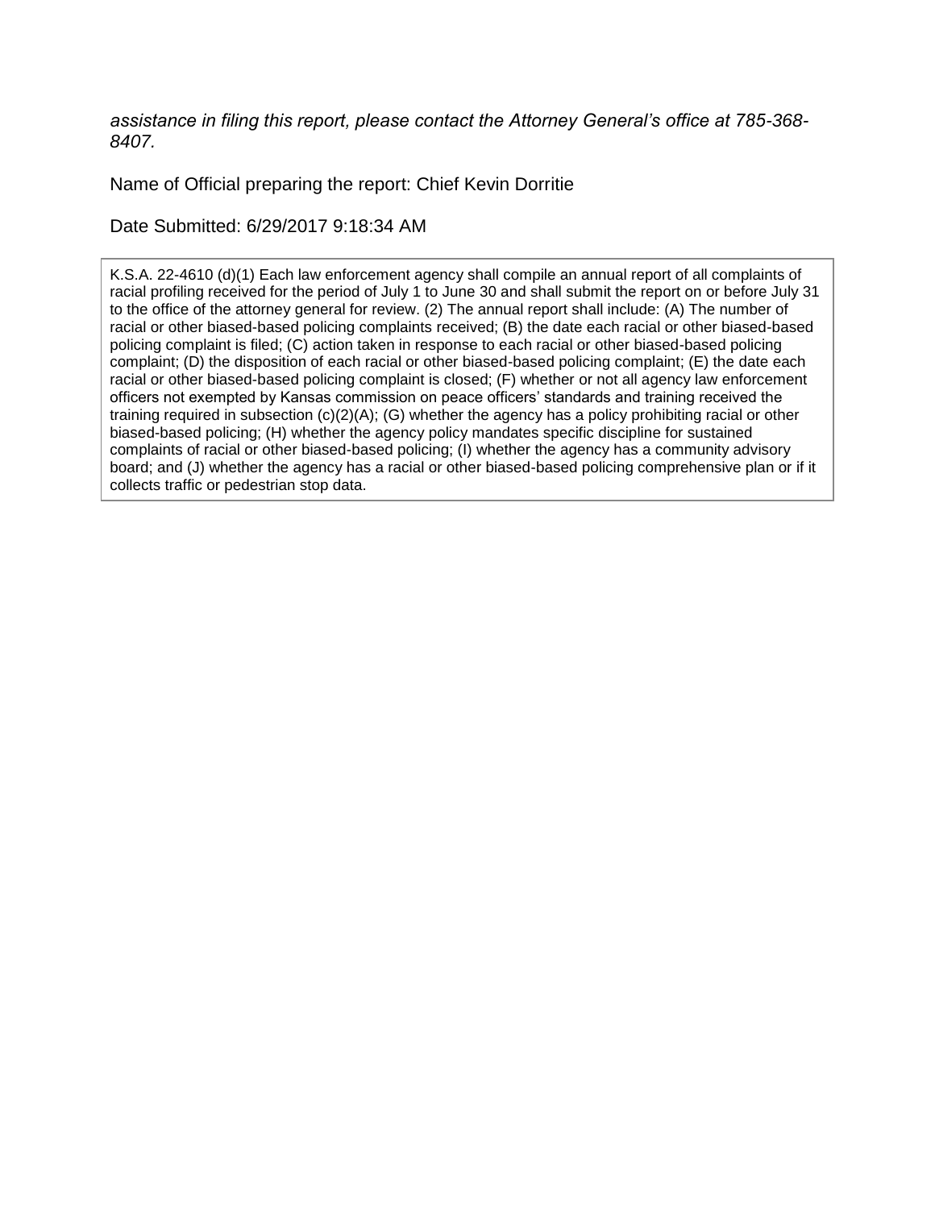*assistance in filing this report, please contact the Attorney General's office at 785-368-8407.*

Name of Official preparing the report: Chief Kevin Dorritie

Date Submitted: 6/29/2017 9:18:34 AM

K.S.A. 22-4610 (d)(1) Each law enforcement agency shall compile an annual report of all complaints of racial profiling received for the period of July 1 to June 30 and shall submit the report on or before July 31 to the office of the attorney general for review. (2) The annual report shall include: (A) The number of racial or other biased-based policing complaints received; (B) the date each racial or other biased-based policing complaint is filed; (C) action taken in response to each racial or other biased-based policing complaint; (D) the disposition of each racial or other biased-based policing complaint; (E) the date each racial or other biased-based policing complaint is closed; (F) whether or not all agency law enforcement officers not exempted by Kansas commission on peace officers' standards and training received the training required in subsection (c)(2)(A); (G) whether the agency has a policy prohibiting racial or other biased-based policing; (H) whether the agency policy mandates specific discipline for sustained complaints of racial or other biased-based policing; (I) whether the agency has a community advisory board; and (J) whether the agency has a racial or other biased-based policing comprehensive plan or if it collects traffic or pedestrian stop data.